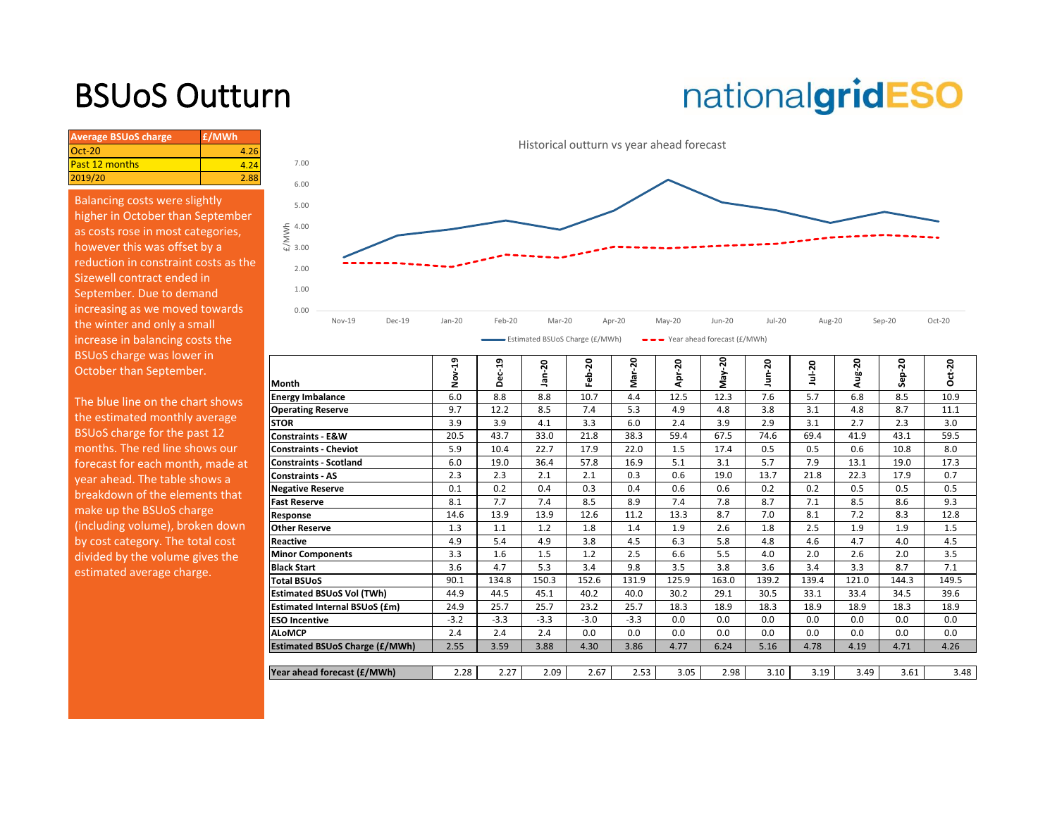# BSUoS Outturn

nationalgridESO

| Average BSUoS charge | £/MWh |
|---|---|
| Oct-20 | 4.26 |
| Past 12 months | 4.24 |
| 2019/20 | 2.88 |

Balancing costs were slightly higher in October than September as costs rose in most categories, however this was offset by a reduction in constraint costs as the Sizewell contract ended in September. Due to demand increasing as we moved towards the winter and only a small increase in balancing costs the BSUoS charge was lower in October than September.

The blue line on the chart shows the estimated monthly average BSUoS charge for the past 12 months. The red line shows our forecast for each month, made at year ahead. The table shows a breakdown of the elements that make up the BSUoS charge (including volume), broken down by cost category. The total cost divided by the volume gives the estimated average charge.

Historical outturn vs year ahead forecast

| Month | Nov-19 | Dec-19 | Jan-20 | Feb-20 | Mar-20 | Apr-20 | May-20 | Jun-20 | Jul-20 | Aug-20 | Sep-20 | Oct-20 |
|---|---|---|---|---|---|---|---|---|---|---|---|---|
| **Energy Imbalance** | 6.0 | 8.8 | 8.8 | 10.7 | 4.4 | 12.5 | 12.3 | 7.6 | 5.7 | 6.8 | 8.5 | 10.9 |
| **Operating Reserve** | 9.7 | 12.2 | 8.5 | 7.4 | 5.3 | 4.9 | 4.8 | 3.8 | 3.1 | 4.8 | 8.7 | 11.1 |
| **STOR** | 3.9 | 3.9 | 4.1 | 3.3 | 6.0 | 2.4 | 3.9 | 2.9 | 3.1 | 2.7 | 2.3 | 3.0 |
| **Constraints - E&W** | 20.5 | 43.7 | 33.0 | 21.8 | 38.3 | 59.4 | 67.5 | 74.6 | 69.4 | 41.9 | 43.1 | 59.5 |
| **Constraints - Cheviot** | 5.9 | 10.4 | 22.7 | 17.9 | 22.0 | 1.5 | 17.4 | 0.5 | 0.5 | 0.6 | 10.8 | 8.0 |
| **Constraints - Scotland** | 6.0 | 19.0 | 36.4 | 57.8 | 16.9 | 5.1 | 3.1 | 5.7 | 7.9 | 13.1 | 19.0 | 17.3 |
| **Constraints - AS** | 2.3 | 2.3 | 2.1 | 2.1 | 0.3 | 0.6 | 19.0 | 13.7 | 21.8 | 22.3 | 17.9 | 0.7 |
| **Negative Reserve** | 0.1 | 0.2 | 0.4 | 0.3 | 0.4 | 0.6 | 0.6 | 0.2 | 0.2 | 0.5 | 0.5 | 0.5 |
| **Fast Reserve** | 8.1 | 7.7 | 7.4 | 8.5 | 8.9 | 7.4 | 7.8 | 8.7 | 7.1 | 8.5 | 8.6 | 9.3 |
| **Response** | 14.6 | 13.9 | 13.9 | 12.6 | 11.2 | 13.3 | 8.7 | 7.0 | 8.1 | 7.2 | 8.3 | 12.8 |
| **Other Reserve** | 1.3 | 1.1 | 1.2 | 1.8 | 1.4 | 1.9 | 2.6 | 1.8 | 2.5 | 1.9 | 1.9 | 1.5 |
| **Reactive** | 4.9 | 5.4 | 4.9 | 3.8 | 4.5 | 6.3 | 5.8 | 4.8 | 4.6 | 4.7 | 4.0 | 4.5 |
| **Minor Components** | 3.3 | 1.6 | 1.5 | 1.2 | 2.5 | 6.6 | 5.5 | 4.0 | 2.0 | 2.6 | 2.0 | 3.5 |
| **Black Start** | 3.6 | 4.7 | 5.3 | 3.4 | 9.8 | 3.5 | 3.8 | 3.6 | 3.4 | 3.3 | 8.7 | 7.1 |
| **Total BSUoS** | 90.1 | 134.8 | 150.3 | 152.6 | 131.9 | 125.9 | 163.0 | 139.2 | 139.4 | 121.0 | 144.3 | 149.5 |
| **Estimated BSUoS Vol (TWh)** | 44.9 | 44.5 | 45.1 | 40.2 | 40.0 | 30.2 | 29.1 | 30.5 | 33.1 | 33.4 | 34.5 | 39.6 |
| **Estimated Internal BSUoS (£m)** | 24.9 | 25.7 | 25.7 | 23.2 | 25.7 | 18.3 | 18.9 | 18.3 | 18.9 | 18.9 | 18.3 | 18.9 |
| **ESO Incentive** | -3.2 | -3.3 | -3.3 | -3.0 | -3.3 | 0.0 | 0.0 | 0.0 | 0.0 | 0.0 | 0.0 | 0.0 |
| **ALoMCP** | 2.4 | 2.4 | 2.4 | 0.0 | 0.0 | 0.0 | 0.0 | 0.0 | 0.0 | 0.0 | 0.0 | 0.0 |
| **Estimated BSUoS Charge (£/MWh)** | 2.55 | 3.59 | 3.88 | 4.30 | 3.86 | 4.77 | 6.24 | 5.16 | 4.78 | 4.19 | 4.71 | 4.26 |
| | | | | | | | | | | | | |
| **Year ahead forecast (£/MWh)** | 2.28 | 2.27 | 2.09 | 2.67 | 2.53 | 3.05 | 2.98 | 3.10 | 3.19 | 3.49 | 3.61 | 3.48 |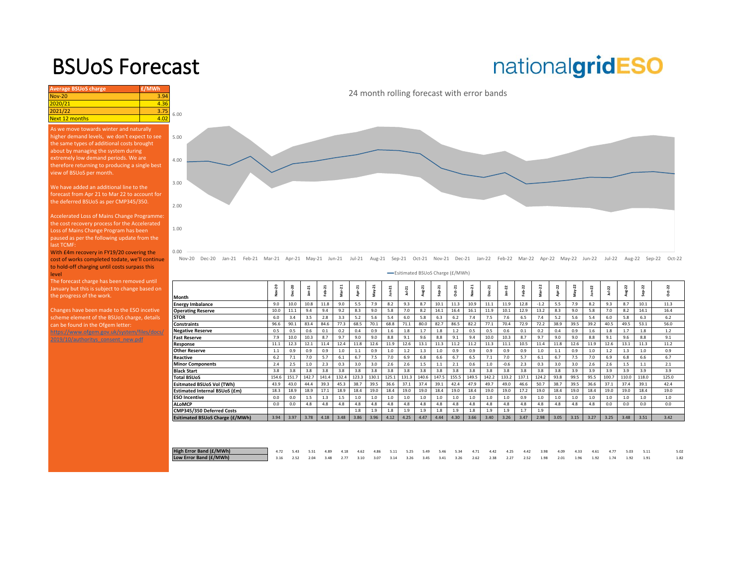# BSUoS Forecast

nationalgridESO

| Average BSUoS charge | £/MWh |
|---|---|
| Nov-20 | 3.94 |
| 2020/21 | 4.36 |
| 2021/22 | 3.75 |
| Next 12 months | 4.02 |

As we move towards winter and naturally higher demand levels, we don't expect to see the same types of additional costs brought about by managing the system during extremely low demand periods. We are therefore returning to producing a single best view of BSUoS per month.

We have added an additional line to the forecast from Apr 21 to Mar 22 to account for the deferred BSUoS as per CMP345/350.

Accelerated Loss of Mains Change Programme: the cost recovery process for the Accelerated Loss of Mains Change Program has been paused as per the following update from the last TCMF:
With £4m recovery in FY19/20 covering the cost of works completed todate, we'll continue to hold-off charging until costs surpass this level
The forecast charge has been removed until January but this is subject to change based on the progress of the work.

Changes have been made to the ESO incetive scheme element of the BSUoS charge, details can be found in the Ofgem letter:
https://www.ofgem.gov.uk/system/files/docs/2019/10/authoritys_consent_new.pdf

24 month rolling forecast with error bands

Esitimated BSUoS Charge (£/MWh)

| Month | Nov-20 | Dec-20 | Jan-21 | Feb-21 | Mar-21 | Apr-21 | May-21 | Jun-21 | Jul-21 | Aug-21 | Sep-21 | Oct-21 | Nov-21 | Dec-21 | Jan-22 | Feb-22 | Mar-22 | Apr-22 | May-22 | Jun-22 | Jul-22 | Aug-22 | Sep-22 | Oct-22 |
|---|---|---|---|---|---|---|---|---|---|---|---|---|---|---|---|---|---|---|---|---|---|---|---|---|
| Energy Imbalance | 9.0 | 10.0 | 10.8 | 11.8 | 9.0 | 5.5 | 7.9 | 8.2 | 9.3 | 8.7 | 10.1 | 11.3 | 10.9 | 11.1 | 11.9 | 12.8 | -1.2 | 5.5 | 7.9 | 8.2 | 9.3 | 8.7 | 10.1 | 11.3 |
| Operating Reserve | 10.0 | 11.1 | 9.4 | 9.4 | 9.2 | 8.3 | 9.0 | 5.8 | 7.0 | 8.2 | 14.1 | 16.4 | 16.1 | 11.9 | 10.1 | 12.9 | 13.2 | 8.3 | 9.0 | 5.8 | 7.0 | 8.2 | 14.1 | 16.4 |
| STOR | 6.0 | 3.4 | 3.5 | 2.8 | 3.3 | 5.2 | 5.6 | 5.4 | 6.0 | 5.8 | 6.3 | 6.2 | 7.4 | 7.5 | 7.6 | 6.5 | 7.4 | 5.2 | 5.6 | 5.4 | 6.0 | 5.8 | 6.3 | 6.2 |
| Constraints | 96.6 | 90.1 | 83.4 | 84.6 | 77.3 | 68.5 | 70.1 | 68.8 | 71.1 | 80.0 | 82.7 | 86.5 | 82.2 | 77.1 | 70.4 | 72.9 | 72.2 | 38.9 | 39.5 | 39.2 | 40.5 | 49.5 | 53.1 | 56.0 |
| Negative Reserve | 0.5 | 0.5 | 0.6 | 0.1 | 0.2 | 0.4 | 0.9 | 1.6 | 1.8 | 1.7 | 1.8 | 1.2 | 0.5 | 0.5 | 0.6 | 0.1 | 0.2 | 0.4 | 0.9 | 1.6 | 1.8 | 1.7 | 1.8 | 1.2 |
| Fast Reserve | 7.9 | 10.0 | 10.3 | 8.7 | 9.7 | 9.0 | 9.0 | 8.8 | 9.1 | 9.6 | 8.8 | 9.1 | 9.4 | 10.0 | 10.3 | 8.7 | 9.7 | 9.0 | 9.0 | 8.8 | 9.1 | 9.6 | 8.8 | 9.1 |
| Response | 11.1 | 12.3 | 12.1 | 11.4 | 12.4 | 11.8 | 12.6 | 11.9 | 12.6 | 13.1 | 11.3 | 11.2 | 11.2 | 11.3 | 11.1 | 10.5 | 11.4 | 11.8 | 12.6 | 11.9 | 12.6 | 13.1 | 11.3 | 11.2 |
| Other Reserve | 1.1 | 0.9 | 0.9 | 0.9 | 1.0 | 1.1 | 0.9 | 1.0 | 1.2 | 1.3 | 1.0 | 0.9 | 0.9 | 0.9 | 0.9 | 0.9 | 1.0 | 1.1 | 0.9 | 1.0 | 1.2 | 1.3 | 1.0 | 0.9 |
| Reactive | 6.2 | 7.1 | 7.0 | 5.7 | 6.1 | 6.7 | 7.5 | 7.0 | 6.9 | 6.8 | 6.6 | 6.7 | 6.5 | 7.1 | 7.0 | 5.7 | 6.1 | 6.7 | 7.5 | 7.0 | 6.9 | 6.8 | 6.6 | 6.7 |
| Minor Components | 2.4 | 2.5 | 1.0 | 2.3 | 0.3 | 3.0 | 3.0 | 2.6 | 2.6 | 1.5 | 1.1 | 2.1 | 0.6 | 1.0 | -0.6 | 2.3 | 0.3 | 3.0 | 3.0 | 2.6 | 2.6 | 1.5 | 1.1 | 2.1 |
| Black Start | 3.8 | 3.8 | 3.8 | 3.8 | 3.8 | 3.8 | 3.8 | 3.8 | 3.8 | 3.8 | 3.8 | 3.8 | 3.8 | 3.8 | 3.8 | 3.8 | 3.8 | 3.8 | 3.9 | 3.9 | 3.9 | 3.9 | 3.9 | 3.9 |
| Total BSUoS | 154.6 | 151.7 | 142.7 | 141.4 | 132.4 | 123.3 | 130.1 | 125.1 | 131.3 | 140.6 | 147.5 | 155.5 | 149.5 | 142.2 | 133.2 | 137.1 | 124.2 | 93.8 | 99.5 | 95.5 | 100.7 | 110.0 | 118.0 | 125.0 |
| Esitmated BSUoS Vol (TWh) | 43.9 | 43.0 | 44.4 | 39.3 | 45.3 | 38.7 | 39.5 | 36.6 | 37.1 | 37.4 | 39.1 | 42.4 | 47.9 | 49.7 | 49.0 | 46.6 | 50.7 | 38.7 | 39.5 | 36.6 | 37.1 | 37.4 | 39.1 | 42.4 |
| Estimated Internal BSUoS (£m) | 18.3 | 18.9 | 18.9 | 17.1 | 18.9 | 18.4 | 19.0 | 18.4 | 19.0 | 19.0 | 18.4 | 19.0 | 18.4 | 19.0 | 19.0 | 17.2 | 19.0 | 18.4 | 19.0 | 18.4 | 19.0 | 19.0 | 18.4 | 19.0 |
| ESO Incentive | 0.0 | 0.0 | 1.5 | 1.3 | 1.5 | 1.0 | 1.0 | 1.0 | 1.0 | 1.0 | 1.0 | 1.0 | 1.0 | 1.0 | 1.0 | 0.9 | 1.0 | 1.0 | 1.0 | 1.0 | 1.0 | 1.0 | 1.0 | 1.0 |
| ALoMCP | 0.0 | 0.0 | 4.8 | 4.8 | 4.8 | 4.8 | 4.8 | 4.8 | 4.8 | 4.8 | 4.8 | 4.8 | 4.8 | 4.8 | 4.8 | 4.8 | 4.8 | 4.8 | 4.8 | 4.8 | 0.0 | 0.0 | 0.0 | 0.0 |
| CMP345/350 Deferred Costs | | | | | | 1.8 | 1.9 | 1.8 | 1.9 | 1.9 | 1.8 | 1.9 | 1.8 | 1.9 | 1.9 | 1.7 | 1.9 | | | | | | | |
| Esitimated BSUoS Charge (£/MWh) | 3.94 | 3.97 | 3.78 | 4.18 | 3.48 | 3.86 | 3.96 | 4.12 | 4.25 | 4.47 | 4.44 | 4.30 | 3.66 | 3.40 | 3.26 | 3.47 | 2.98 | 3.05 | 3.15 | 3.27 | 3.25 | 3.48 | 3.51 | 3.42 |

| | Nov-20 | Dec-20 | Jan-21 | Feb-21 | Mar-21 | Apr-21 | May-21 | Jun-21 | Jul-21 | Aug-21 | Sep-21 | Oct-21 | Nov-21 | Dec-21 | Jan-22 | Feb-22 | Mar-22 | Apr-22 | May-22 | Jun-22 | Jul-22 | Aug-22 | Sep-22 | Oct-22 |
|---|---|---|---|---|---|---|---|---|---|---|---|---|---|---|---|---|---|---|---|---|---|---|---|---|
| High Error Band (£/MWh) | 4.72 | 5.43 | 5.51 | 4.89 | 4.18 | 4.62 | 4.86 | 5.11 | 5.25 | 5.49 | 5.46 | 5.34 | 4.71 | 4.42 | 4.25 | 4.42 | 3.98 | 4.09 | 4.33 | 4.61 | 4.77 | 5.03 | 5.11 | 5.02 |
| Low Error Band (£/MWh) | 3.16 | 2.52 | 2.04 | 3.48 | 2.77 | 3.10 | 3.07 | 3.14 | 3.26 | 3.45 | 3.41 | 3.26 | 2.62 | 2.38 | 2.27 | 2.52 | 1.98 | 2.01 | 1.96 | 1.92 | 1.74 | 1.92 | 1.91 | 1.82 |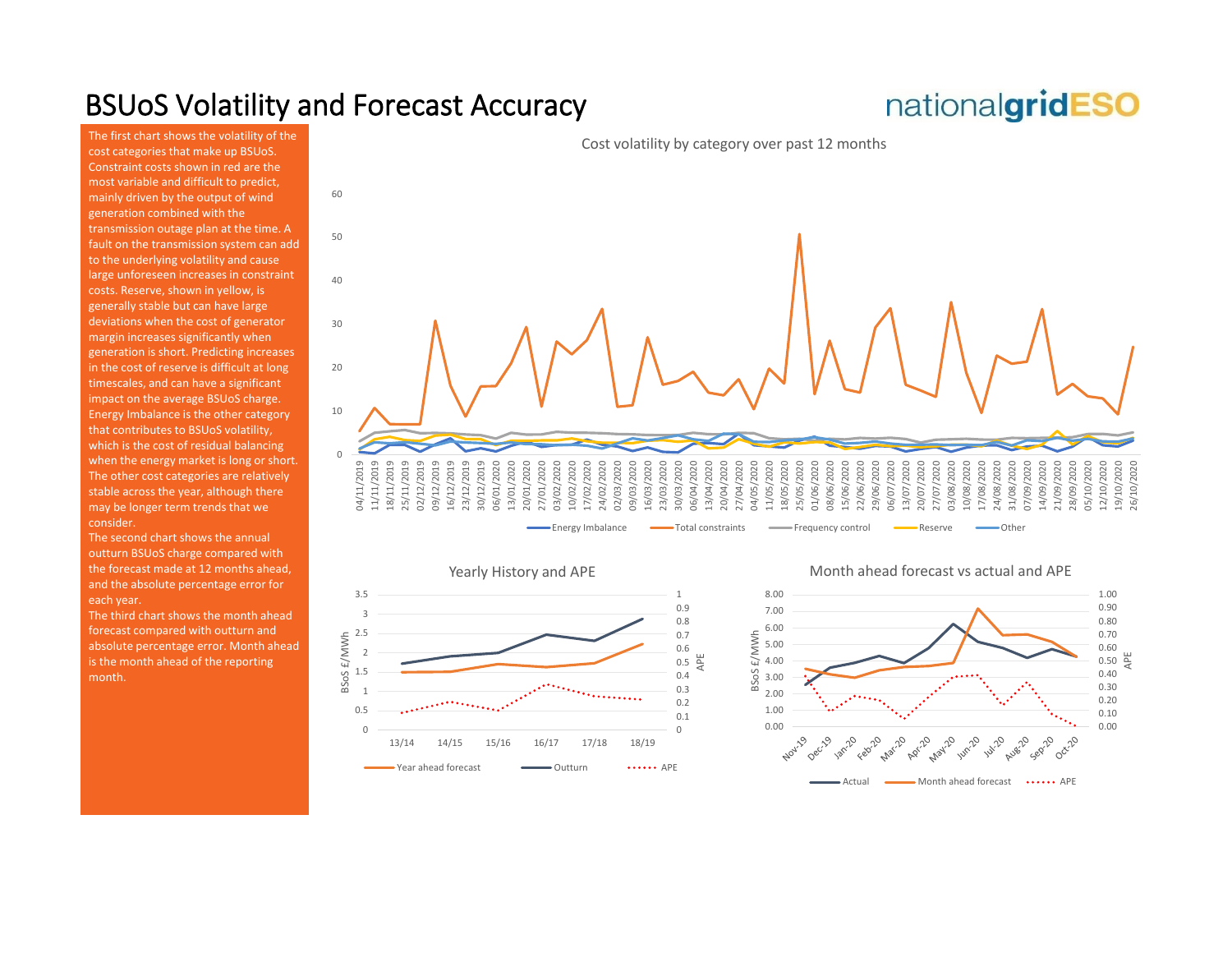# BSUoS Volatility and Forecast Accuracy

nationalgridESO

The first chart shows the volatility of the cost categories that make up BSUoS. Constraint costs shown in red are the most variable and difficult to predict, mainly driven by the output of wind generation combined with the transmission outage plan at the time. A fault on the transmission system can add to the underlying volatility and cause large unforeseen increases in constraint costs. Reserve, shown in yellow, is generally stable but can have large deviations when the cost of generator margin increases significantly when generation is short. Predicting increases in the cost of reserve is difficult at long timescales, and can have a significant impact on the average BSUoS charge. Energy Imbalance is the other category that contributes to BSUoS volatility, which is the cost of residual balancing when the energy market is long or short. The other cost categories are relatively stable across the year, although there may be longer term trends that we consider.

The second chart shows the annual outturn BSUoS charge compared with the forecast made at 12 months ahead, and the absolute percentage error for each year.

The third chart shows the month ahead forecast compared with outturn and absolute percentage error. Month ahead is the month ahead of the reporting month.

Cost volatility by category over past 12 months

0
10
20
30
40
50
60

04/11/2019, 11/11/2019, 18/11/2019, 25/11/2019, 02/12/2019, 09/12/2019, 16/12/2019, 23/12/2019, 30/12/2019, 06/01/2020, 13/01/2020, 20/01/2020, 27/01/2020, 03/02/2020, 10/02/2020, 17/02/2020, 24/02/2020, 02/03/2020, 09/03/2020, 16/03/2020, 23/03/2020, 30/03/2020, 06/04/2020, 13/04/2020, 20/04/2020, 27/04/2020, 04/05/2020, 11/05/2020, 18/05/2020, 25/05/2020, 01/06/2020, 08/06/2020, 15/06/2020, 22/06/2020, 29/06/2020, 06/07/2020, 13/07/2020, 20/07/2020, 27/07/2020, 03/08/2020, 10/08/2020, 17/08/2020, 24/08/2020, 31/08/2020, 07/09/2020, 14/09/2020, 21/09/2020, 28/09/2020, 05/10/2020, 12/10/2020, 19/10/2020, 26/10/2020

Energy Imbalance, Total constraints, Frequency control, Reserve, Other

Yearly History and APE

BSoS £/MWh: 0, 0.5, 1, 1.5, 2, 2.5, 3, 3.5

APE: 0, 0.1, 0.2, 0.3, 0.4, 0.5, 0.6, 0.7, 0.8, 0.9, 1

13/14, 14/15, 15/16, 16/17, 17/18, 18/19

Year ahead forecast, Outturn, APE

Month ahead forecast vs actual and APE

BSoS £/MWh: 0.00, 1.00, 2.00, 3.00, 4.00, 5.00, 6.00, 7.00, 8.00

APE: 0.00, 0.10, 0.20, 0.30, 0.40, 0.50, 0.60, 0.70, 0.80, 0.90, 1.00

Nov-19, Dec-19, Jan-20, Feb-20, Mar-20, Apr-20, May-20, Jun-20, Jul-20, Aug-20, Sep-20, Oct-20

Actual, Month ahead forecast, APE